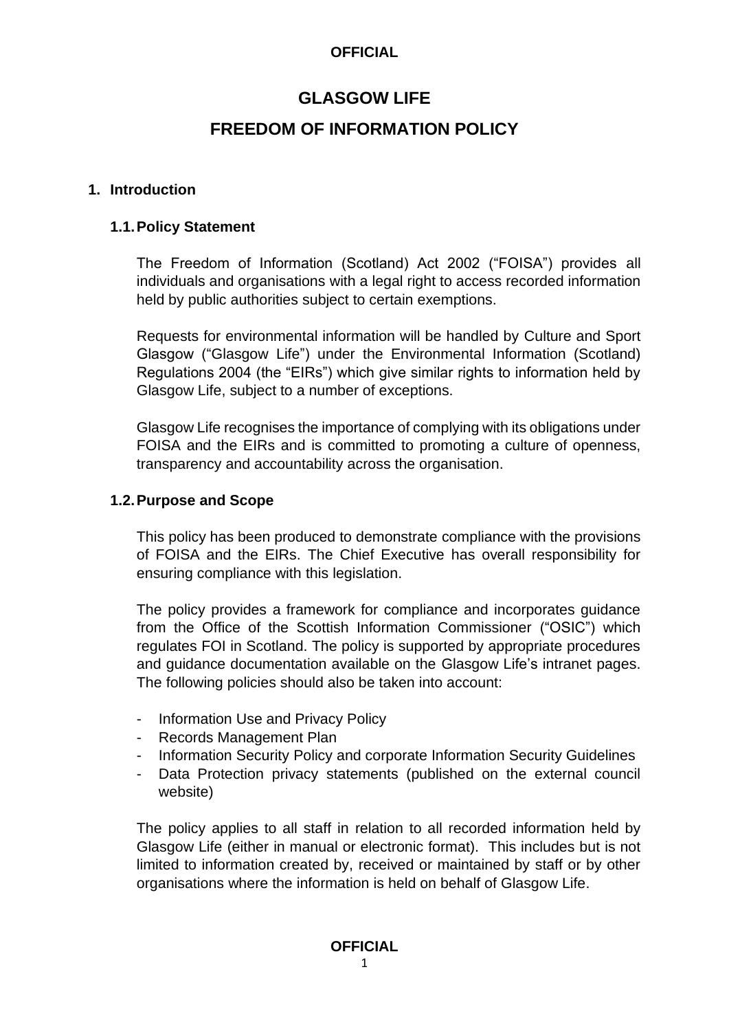# GLASGOW LIFE

# FREEDOM OF INFORMATION POLICY

## 1. Introduction

### 1.1. Policy Statement

The Freedom of Information (Scotland) Act 2002 ("FOISA") provides all individuals and organisations with a legal right to access recorded information held by public authorities subject to certain exemptions.

Requests for environmental information will be handled by Culture and Sport Glasgow ("Glasgow Life") under the Environmental Information (Scotland) Regulations 2004 (the "EIRs") which give similar rights to information held by Glasgow Life, subject to a number of exceptions.

Glasgow Life recognises the importance of complying with its obligations under FOISA and the EIRs and is committed to promoting a culture of openness, transparency and accountability across the organisation.

### 1.2. Purpose and Scope

This policy has been produced to demonstrate compliance with the provisions of FOISA and the EIRs. The Chief Executive has overall responsibility for ensuring compliance with this legislation.

The policy provides a framework for compliance and incorporates guidance from the Office of the Scottish Information Commissioner ("OSIC") which regulates FOI in Scotland. The policy is supported by appropriate procedures and guidance documentation available on the Glasgow Life's intranet pages. The following policies should also be taken into account:

- Information Use and Privacy Policy
- Records Management Plan
- Information Security Policy and corporate Information Security Guidelines
- Data Protection privacy statements (published on the external council website)

The policy applies to all staff in relation to all recorded information held by Glasgow Life (either in manual or electronic format). This includes but is not limited to information created by, received or maintained by staff or by other organisations where the information is held on behalf of Glasgow Life.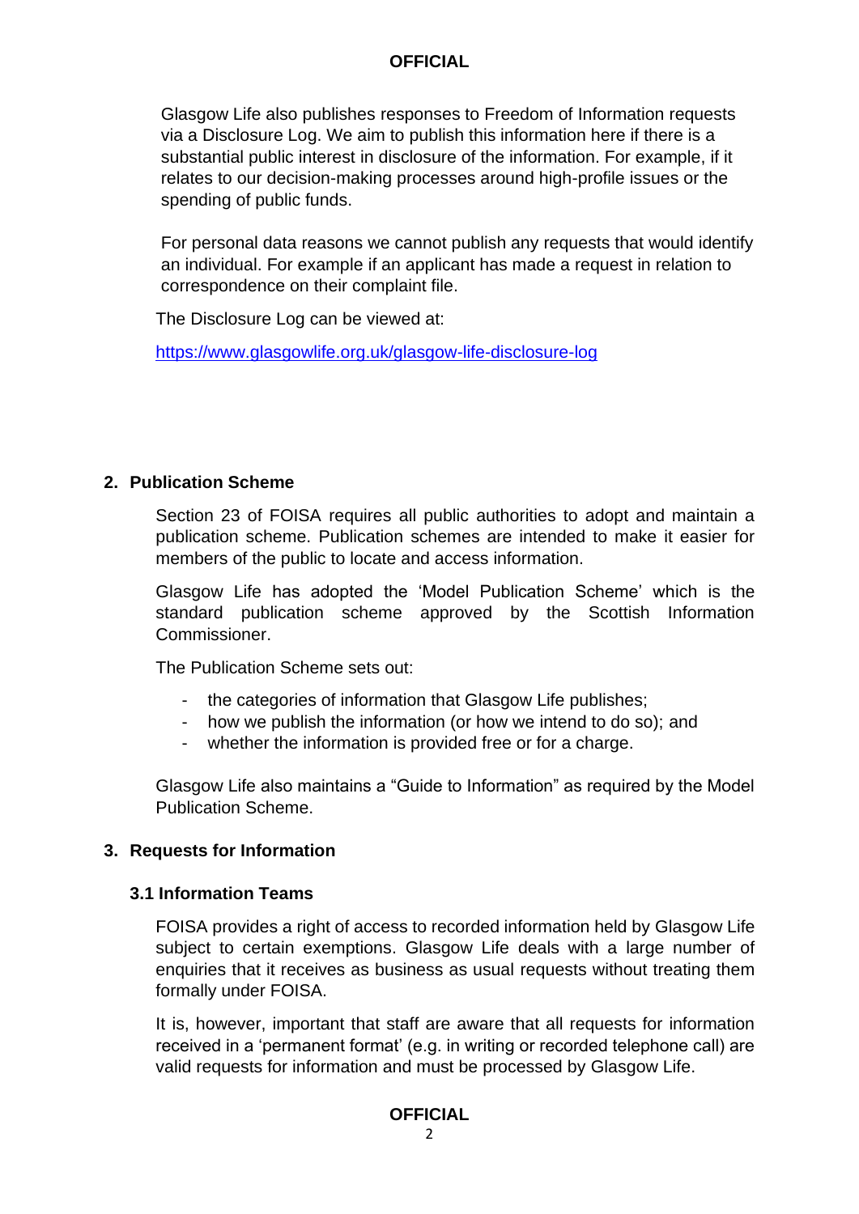Glasgow Life also publishes responses to Freedom of Information requests via a Disclosure Log. We aim to publish this information here if there is a substantial public interest in disclosure of the information. For example, if it relates to our decision-making processes around high-profile issues or the spending of public funds.

For personal data reasons we cannot publish any requests that would identify an individual. For example if an applicant has made a request in relation to correspondence on their complaint file.

The Disclosure Log can be viewed at:

https://www.glasgowlife.org.uk/glasgow-life-disclosure-log

## 2. Publication Scheme

Section 23 of FOISA requires all public authorities to adopt and maintain a publication scheme. Publication schemes are intended to make it easier for members of the public to locate and access information.

Glasgow Life has adopted the 'Model Publication Scheme' which is the standard publication scheme approved by the Scottish Information Commissioner.

The Publication Scheme sets out:

- the categories of information that Glasgow Life publishes;
- how we publish the information (or how we intend to do so); and
- whether the information is provided free or for a charge.

Glasgow Life also maintains a "Guide to Information" as required by the Model Publication Scheme.

## 3. Requests for Information

### 3.1 Information Teams

FOISA provides a right of access to recorded information held by Glasgow Life subject to certain exemptions. Glasgow Life deals with a large number of enquiries that it receives as business as usual requests without treating them formally under FOISA.

It is, however, important that staff are aware that all requests for information received in a 'permanent format' (e.g. in writing or recorded telephone call) are valid requests for information and must be processed by Glasgow Life.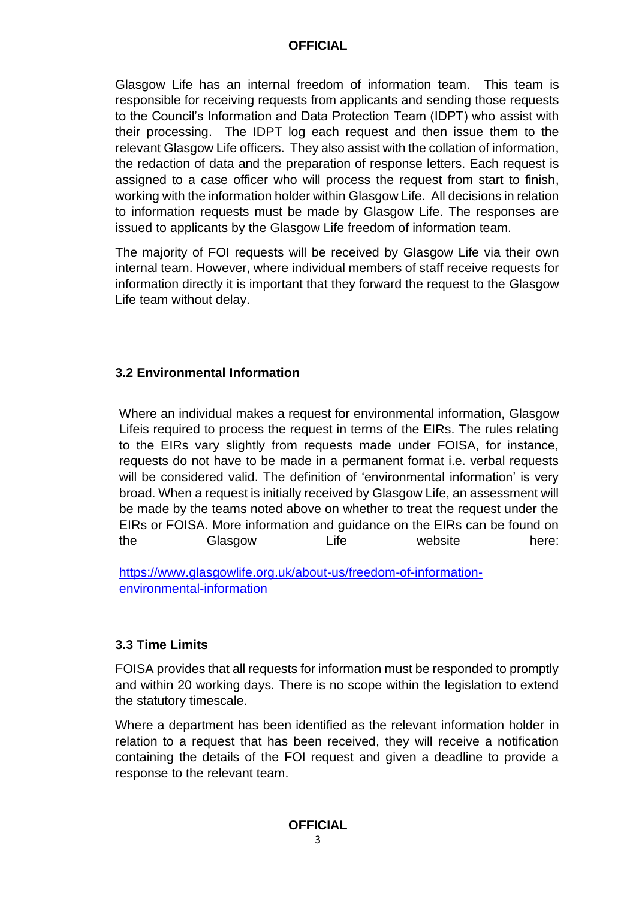Glasgow Life has an internal freedom of information team. This team is responsible for receiving requests from applicants and sending those requests to the Council's Information and Data Protection Team (IDPT) who assist with their processing. The IDPT log each request and then issue them to the relevant Glasgow Life officers. They also assist with the collation of information, the redaction of data and the preparation of response letters. Each request is assigned to a case officer who will process the request from start to finish, working with the information holder within Glasgow Life. All decisions in relation to information requests must be made by Glasgow Life. The responses are issued to applicants by the Glasgow Life freedom of information team.

The majority of FOI requests will be received by Glasgow Life via their own internal team. However, where individual members of staff receive requests for information directly it is important that they forward the request to the Glasgow Life team without delay.

### 3.2 Environmental Information

Where an individual makes a request for environmental information, Glasgow Lifeis required to process the request in terms of the EIRs. The rules relating to the EIRs vary slightly from requests made under FOISA, for instance, requests do not have to be made in a permanent format i.e. verbal requests will be considered valid. The definition of 'environmental information' is very broad. When a request is initially received by Glasgow Life, an assessment will be made by the teams noted above on whether to treat the request under the EIRs or FOISA. More information and guidance on the EIRs can be found on the Glasgow Life website here:

[https://www.glasgowlife.org.uk/about-us/freedom-of-information-environmental-information](https://www.glasgowlife.org.uk/about-us/freedom-of-information-environmental-information)

### 3.3 Time Limits

FOISA provides that all requests for information must be responded to promptly and within 20 working days. There is no scope within the legislation to extend the statutory timescale.

Where a department has been identified as the relevant information holder in relation to a request that has been received, they will receive a notification containing the details of the FOI request and given a deadline to provide a response to the relevant team.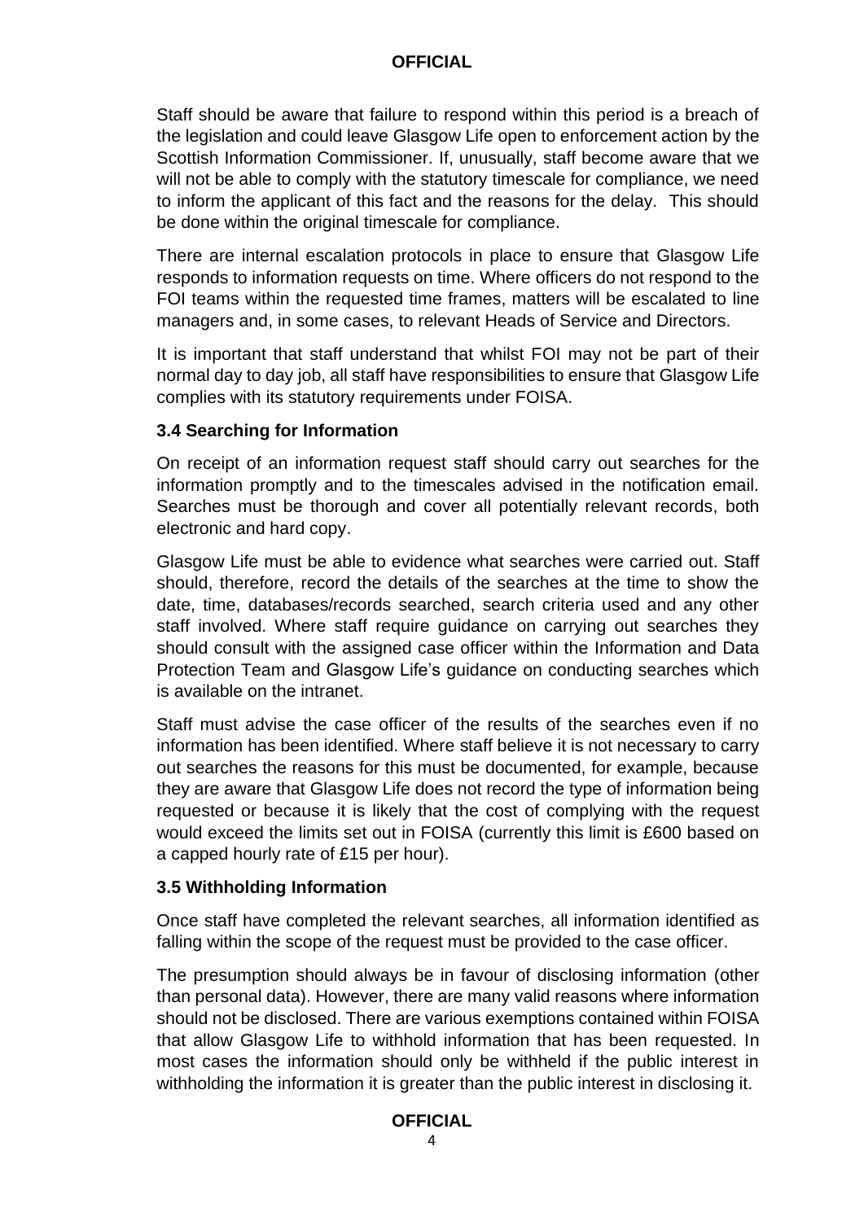Staff should be aware that failure to respond within this period is a breach of the legislation and could leave Glasgow Life open to enforcement action by the Scottish Information Commissioner. If, unusually, staff become aware that we will not be able to comply with the statutory timescale for compliance, we need to inform the applicant of this fact and the reasons for the delay. This should be done within the original timescale for compliance.

There are internal escalation protocols in place to ensure that Glasgow Life responds to information requests on time. Where officers do not respond to the FOI teams within the requested time frames, matters will be escalated to line managers and, in some cases, to relevant Heads of Service and Directors.

It is important that staff understand that whilst FOI may not be part of their normal day to day job, all staff have responsibilities to ensure that Glasgow Life complies with its statutory requirements under FOISA.

### 3.4 Searching for Information

On receipt of an information request staff should carry out searches for the information promptly and to the timescales advised in the notification email. Searches must be thorough and cover all potentially relevant records, both electronic and hard copy.

Glasgow Life must be able to evidence what searches were carried out. Staff should, therefore, record the details of the searches at the time to show the date, time, databases/records searched, search criteria used and any other staff involved. Where staff require guidance on carrying out searches they should consult with the assigned case officer within the Information and Data Protection Team and Glasgow Life's guidance on conducting searches which is available on the intranet.

Staff must advise the case officer of the results of the searches even if no information has been identified. Where staff believe it is not necessary to carry out searches the reasons for this must be documented, for example, because they are aware that Glasgow Life does not record the type of information being requested or because it is likely that the cost of complying with the request would exceed the limits set out in FOISA (currently this limit is £600 based on a capped hourly rate of £15 per hour).

### 3.5 Withholding Information

Once staff have completed the relevant searches, all information identified as falling within the scope of the request must be provided to the case officer.

The presumption should always be in favour of disclosing information (other than personal data). However, there are many valid reasons where information should not be disclosed. There are various exemptions contained within FOISA that allow Glasgow Life to withhold information that has been requested. In most cases the information should only be withheld if the public interest in withholding the information it is greater than the public interest in disclosing it.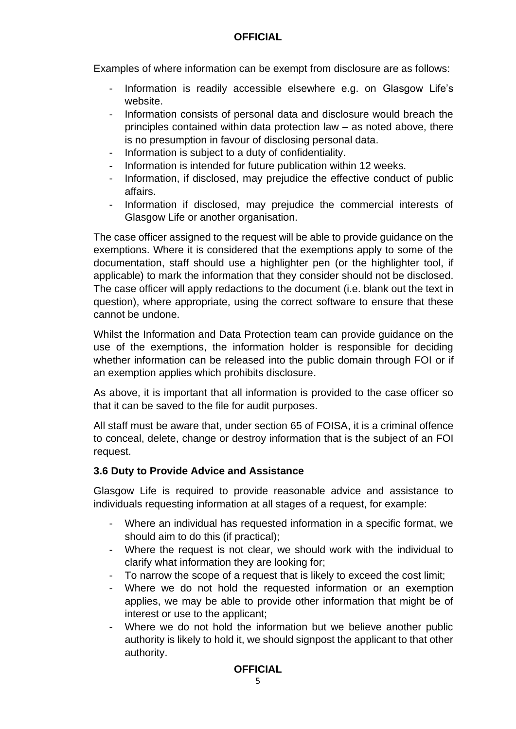Examples of where information can be exempt from disclosure are as follows:

- Information is readily accessible elsewhere e.g. on Glasgow Life's website.
- Information consists of personal data and disclosure would breach the principles contained within data protection law – as noted above, there is no presumption in favour of disclosing personal data.
- Information is subject to a duty of confidentiality.
- Information is intended for future publication within 12 weeks.
- Information, if disclosed, may prejudice the effective conduct of public affairs.
- Information if disclosed, may prejudice the commercial interests of Glasgow Life or another organisation.

The case officer assigned to the request will be able to provide guidance on the exemptions. Where it is considered that the exemptions apply to some of the documentation, staff should use a highlighter pen (or the highlighter tool, if applicable) to mark the information that they consider should not be disclosed. The case officer will apply redactions to the document (i.e. blank out the text in question), where appropriate, using the correct software to ensure that these cannot be undone.

Whilst the Information and Data Protection team can provide guidance on the use of the exemptions, the information holder is responsible for deciding whether information can be released into the public domain through FOI or if an exemption applies which prohibits disclosure.

As above, it is important that all information is provided to the case officer so that it can be saved to the file for audit purposes.

All staff must be aware that, under section 65 of FOISA, it is a criminal offence to conceal, delete, change or destroy information that is the subject of an FOI request.

### 3.6 Duty to Provide Advice and Assistance

Glasgow Life is required to provide reasonable advice and assistance to individuals requesting information at all stages of a request, for example:

- Where an individual has requested information in a specific format, we should aim to do this (if practical);
- Where the request is not clear, we should work with the individual to clarify what information they are looking for;
- To narrow the scope of a request that is likely to exceed the cost limit;
- Where we do not hold the requested information or an exemption applies, we may be able to provide other information that might be of interest or use to the applicant;
- Where we do not hold the information but we believe another public authority is likely to hold it, we should signpost the applicant to that other authority.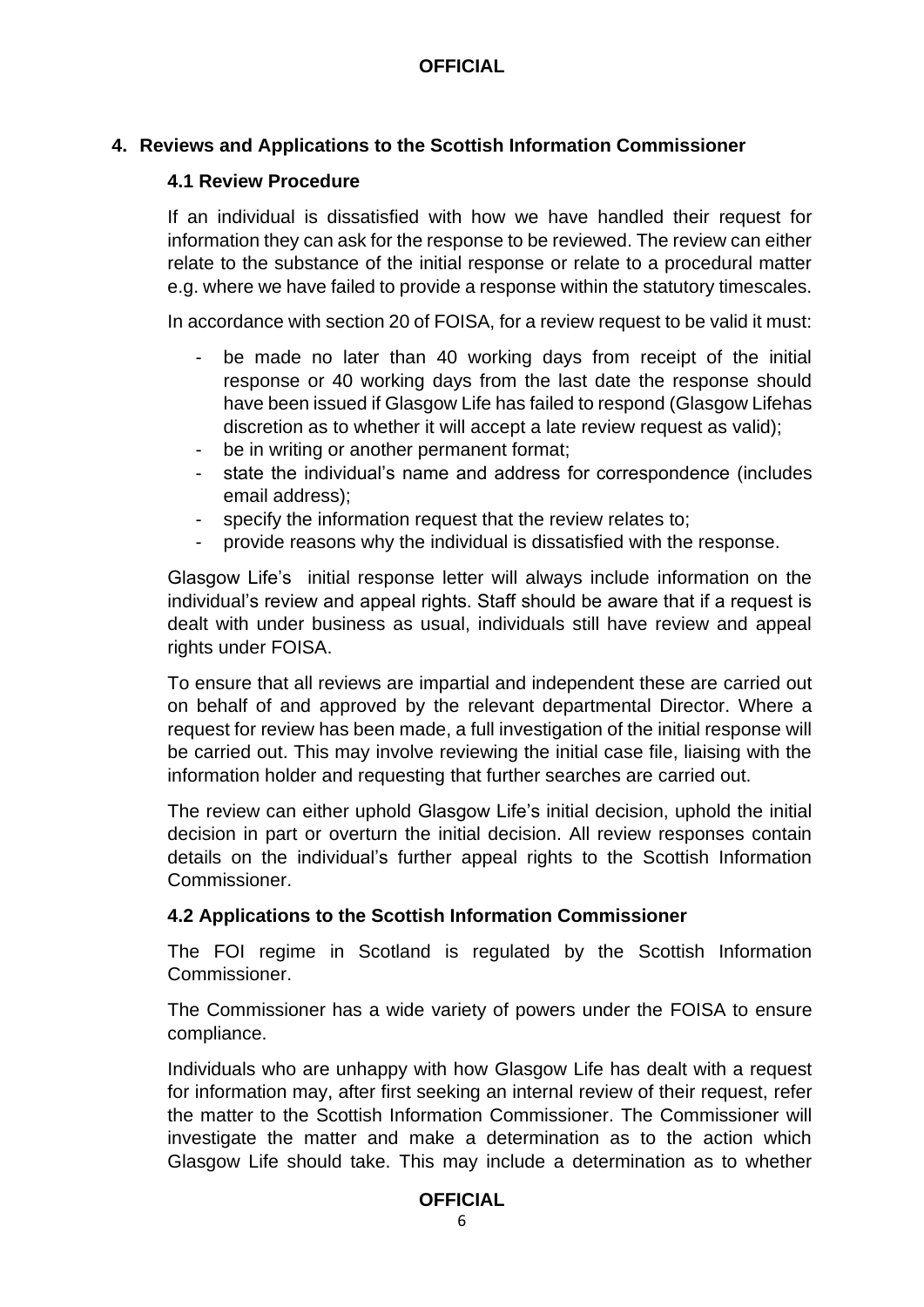## 4. Reviews and Applications to the Scottish Information Commissioner

### 4.1 Review Procedure

If an individual is dissatisfied with how we have handled their request for information they can ask for the response to be reviewed. The review can either relate to the substance of the initial response or relate to a procedural matter e.g. where we have failed to provide a response within the statutory timescales.

In accordance with section 20 of FOISA, for a review request to be valid it must:

- be made no later than 40 working days from receipt of the initial response or 40 working days from the last date the response should have been issued if Glasgow Life has failed to respond (Glasgow Lifehas discretion as to whether it will accept a late review request as valid);
- be in writing or another permanent format;
- state the individual's name and address for correspondence (includes email address);
- specify the information request that the review relates to;
- provide reasons why the individual is dissatisfied with the response.

Glasgow Life's initial response letter will always include information on the individual's review and appeal rights. Staff should be aware that if a request is dealt with under business as usual, individuals still have review and appeal rights under FOISA.

To ensure that all reviews are impartial and independent these are carried out on behalf of and approved by the relevant departmental Director. Where a request for review has been made, a full investigation of the initial response will be carried out. This may involve reviewing the initial case file, liaising with the information holder and requesting that further searches are carried out.

The review can either uphold Glasgow Life's initial decision, uphold the initial decision in part or overturn the initial decision. All review responses contain details on the individual's further appeal rights to the Scottish Information Commissioner.

### 4.2 Applications to the Scottish Information Commissioner

The FOI regime in Scotland is regulated by the Scottish Information Commissioner.

The Commissioner has a wide variety of powers under the FOISA to ensure compliance.

Individuals who are unhappy with how Glasgow Life has dealt with a request for information may, after first seeking an internal review of their request, refer the matter to the Scottish Information Commissioner. The Commissioner will investigate the matter and make a determination as to the action which Glasgow Life should take. This may include a determination as to whether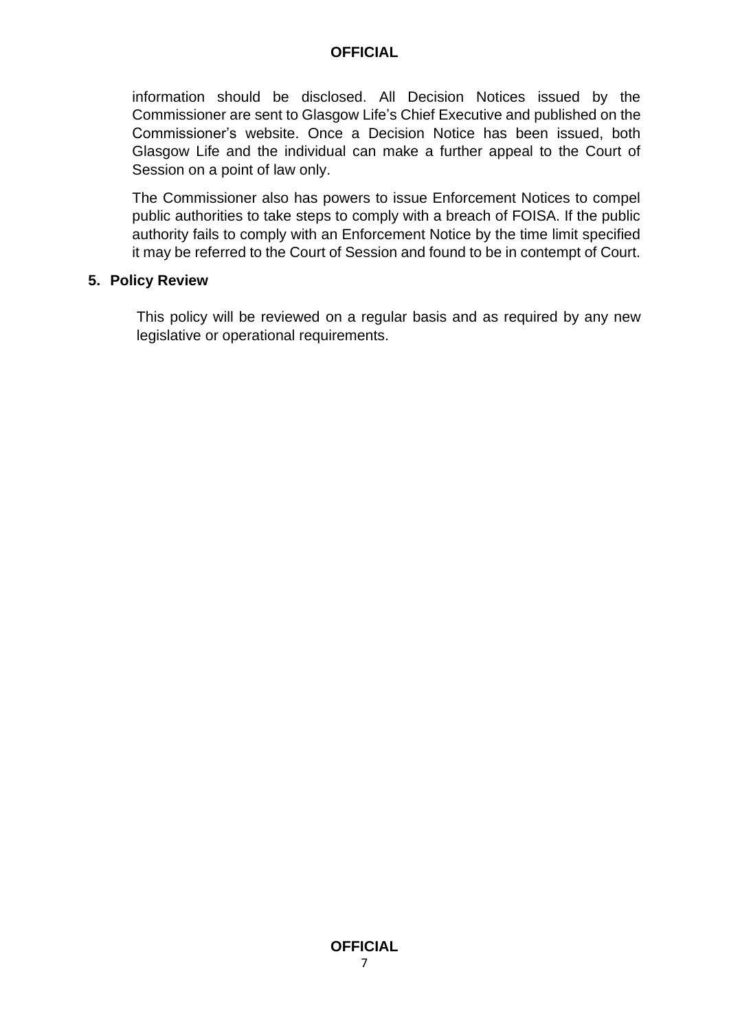information should be disclosed. All Decision Notices issued by the Commissioner are sent to Glasgow Life's Chief Executive and published on the Commissioner's website. Once a Decision Notice has been issued, both Glasgow Life and the individual can make a further appeal to the Court of Session on a point of law only.

The Commissioner also has powers to issue Enforcement Notices to compel public authorities to take steps to comply with a breach of FOISA. If the public authority fails to comply with an Enforcement Notice by the time limit specified it may be referred to the Court of Session and found to be in contempt of Court.

## 5. Policy Review

This policy will be reviewed on a regular basis and as required by any new legislative or operational requirements.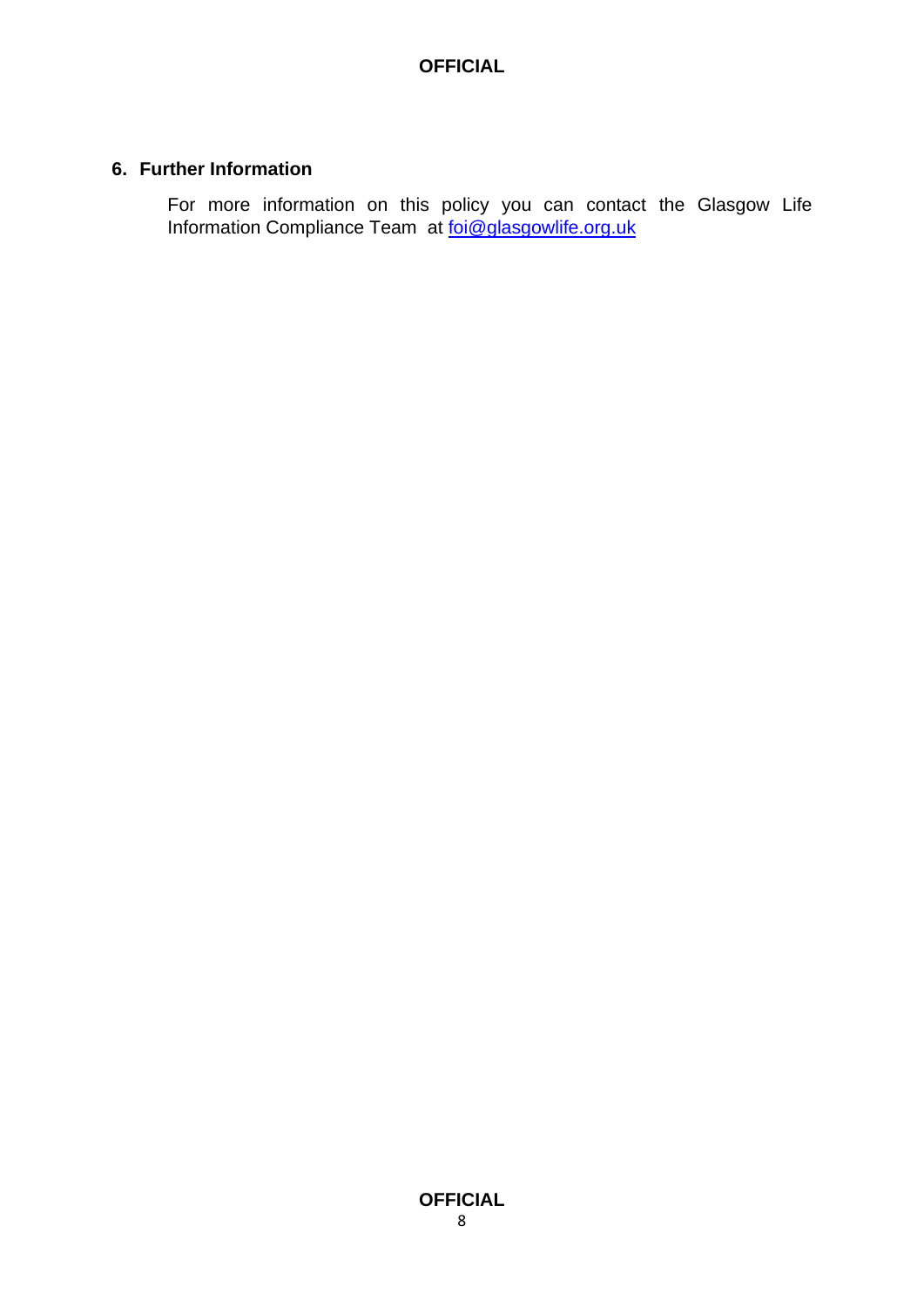## 6. Further Information

For more information on this policy you can contact the Glasgow Life Information Compliance Team at foi@glasgowlife.org.uk